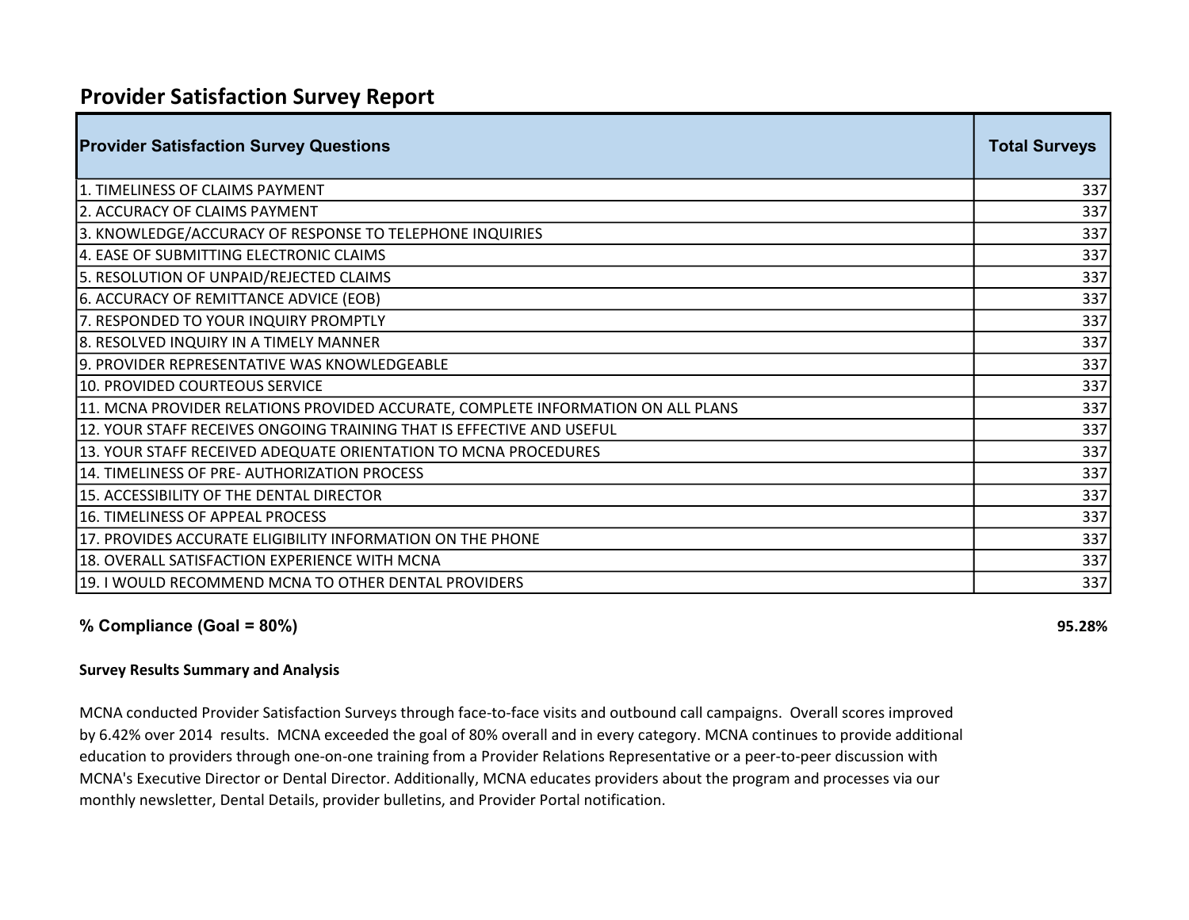# Provider Satisfaction Survey Report

| Provider Satisfaction Survey Questions | Total Surveys |
|---|---|
| 1. TIMELINESS OF CLAIMS PAYMENT | 337 |
| 2. ACCURACY OF CLAIMS PAYMENT | 337 |
| 3. KNOWLEDGE/ACCURACY OF RESPONSE TO TELEPHONE INQUIRIES | 337 |
| 4. EASE OF SUBMITTING ELECTRONIC CLAIMS | 337 |
| 5. RESOLUTION OF UNPAID/REJECTED CLAIMS | 337 |
| 6. ACCURACY OF REMITTANCE ADVICE (EOB) | 337 |
| 7. RESPONDED TO YOUR INQUIRY PROMPTLY | 337 |
| 8. RESOLVED INQUIRY IN A TIMELY MANNER | 337 |
| 9. PROVIDER REPRESENTATIVE WAS KNOWLEDGEABLE | 337 |
| 10. PROVIDED COURTEOUS SERVICE | 337 |
| 11. MCNA PROVIDER RELATIONS PROVIDED ACCURATE, COMPLETE INFORMATION ON ALL PLANS | 337 |
| 12. YOUR STAFF RECEIVES ONGOING TRAINING THAT IS EFFECTIVE AND USEFUL | 337 |
| 13. YOUR STAFF RECEIVED ADEQUATE ORIENTATION TO MCNA PROCEDURES | 337 |
| 14. TIMELINESS OF PRE- AUTHORIZATION PROCESS | 337 |
| 15. ACCESSIBILITY OF THE DENTAL DIRECTOR | 337 |
| 16. TIMELINESS OF APPEAL PROCESS | 337 |
| 17. PROVIDES ACCURATE ELIGIBILITY INFORMATION ON THE PHONE | 337 |
| 18. OVERALL SATISFACTION EXPERIENCE WITH MCNA | 337 |
| 19. I WOULD RECOMMEND MCNA TO OTHER DENTAL PROVIDERS | 337 |

**% Compliance (Goal = 80%)** **95.28%**

**Survey Results Summary and Analysis**

MCNA conducted Provider Satisfaction Surveys through face-to-face visits and outbound call campaigns. Overall scores improved by 6.42% over 2014 results. MCNA exceeded the goal of 80% overall and in every category. MCNA continues to provide additional education to providers through one-on-one training from a Provider Relations Representative or a peer-to-peer discussion with MCNA's Executive Director or Dental Director. Additionally, MCNA educates providers about the program and processes via our monthly newsletter, Dental Details, provider bulletins, and Provider Portal notification.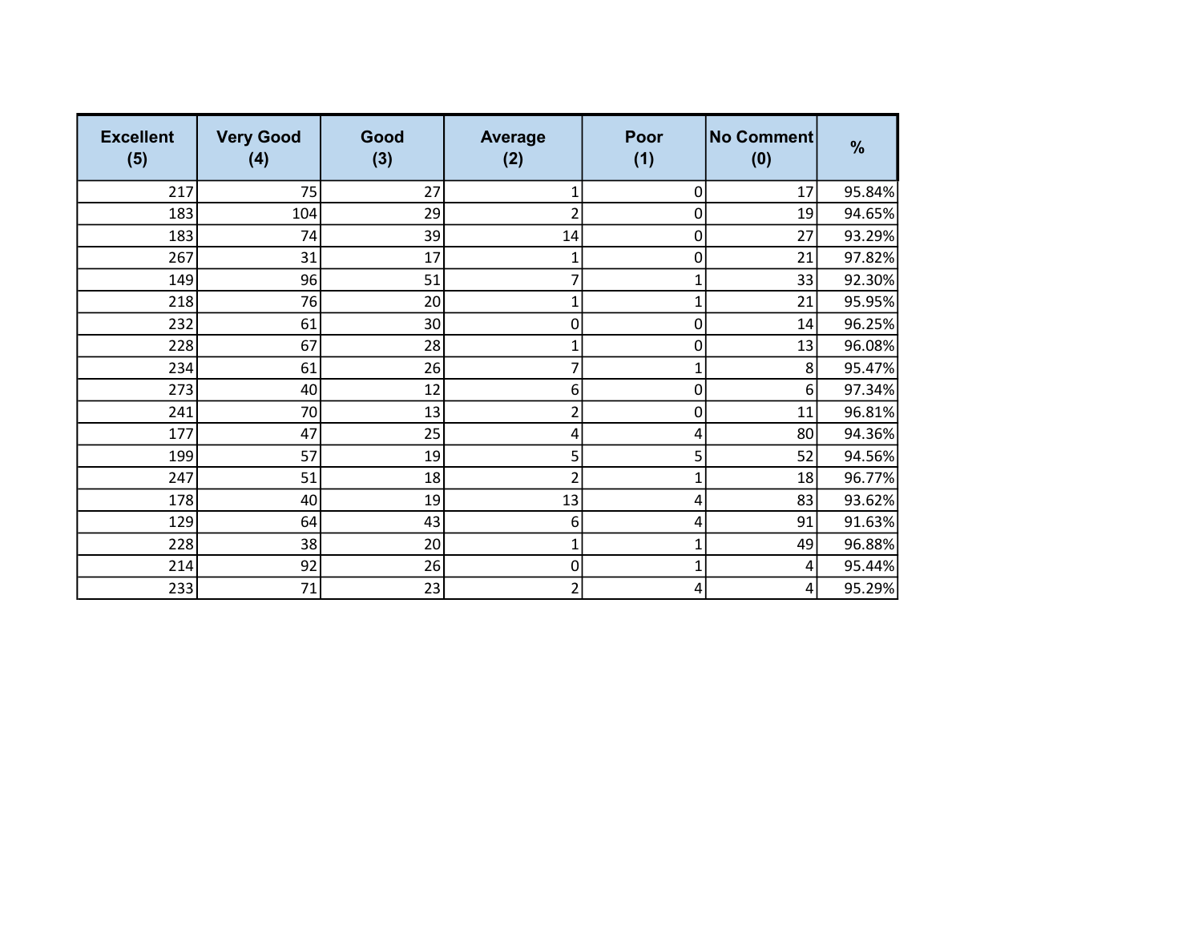| Excellent (5) | Very Good (4) | Good (3) | Average (2) | Poor (1) | No Comment (0) | % |
|---|---|---|---|---|---|---|
| 217 | 75 | 27 | 1 | 0 | 17 | 95.84% |
| 183 | 104 | 29 | 2 | 0 | 19 | 94.65% |
| 183 | 74 | 39 | 14 | 0 | 27 | 93.29% |
| 267 | 31 | 17 | 1 | 0 | 21 | 97.82% |
| 149 | 96 | 51 | 7 | 1 | 33 | 92.30% |
| 218 | 76 | 20 | 1 | 1 | 21 | 95.95% |
| 232 | 61 | 30 | 0 | 0 | 14 | 96.25% |
| 228 | 67 | 28 | 1 | 0 | 13 | 96.08% |
| 234 | 61 | 26 | 7 | 1 | 8 | 95.47% |
| 273 | 40 | 12 | 6 | 0 | 6 | 97.34% |
| 241 | 70 | 13 | 2 | 0 | 11 | 96.81% |
| 177 | 47 | 25 | 4 | 4 | 80 | 94.36% |
| 199 | 57 | 19 | 5 | 5 | 52 | 94.56% |
| 247 | 51 | 18 | 2 | 1 | 18 | 96.77% |
| 178 | 40 | 19 | 13 | 4 | 83 | 93.62% |
| 129 | 64 | 43 | 6 | 4 | 91 | 91.63% |
| 228 | 38 | 20 | 1 | 1 | 49 | 96.88% |
| 214 | 92 | 26 | 0 | 1 | 4 | 95.44% |
| 233 | 71 | 23 | 2 | 4 | 4 | 95.29% |